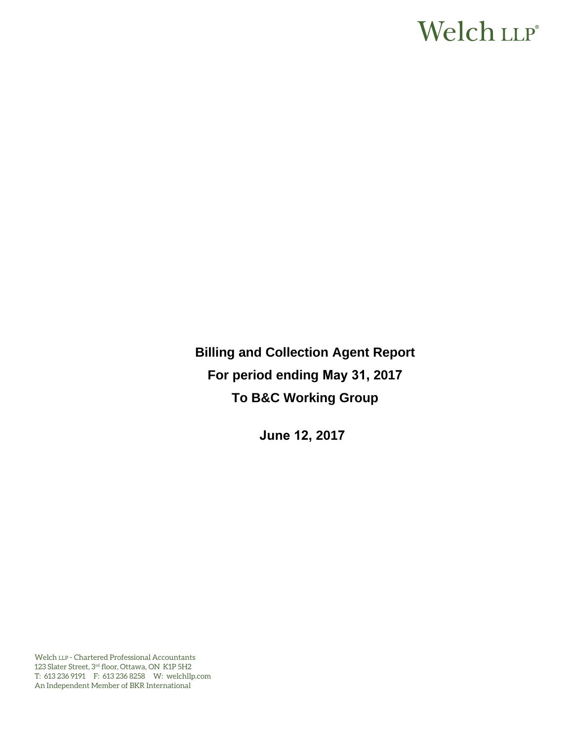Welch LLP®

# Billing and Collection Agent Report
## For period ending May 31, 2017
## To B&C Working Group

**June 12, 2017**

Welch LLP - Chartered Professional Accountants
123 Slater Street, 3rd floor, Ottawa, ON K1P 5H2
T: 613 236 9191 F: 613 236 8258 W: welchllp.com
An Independent Member of BKR International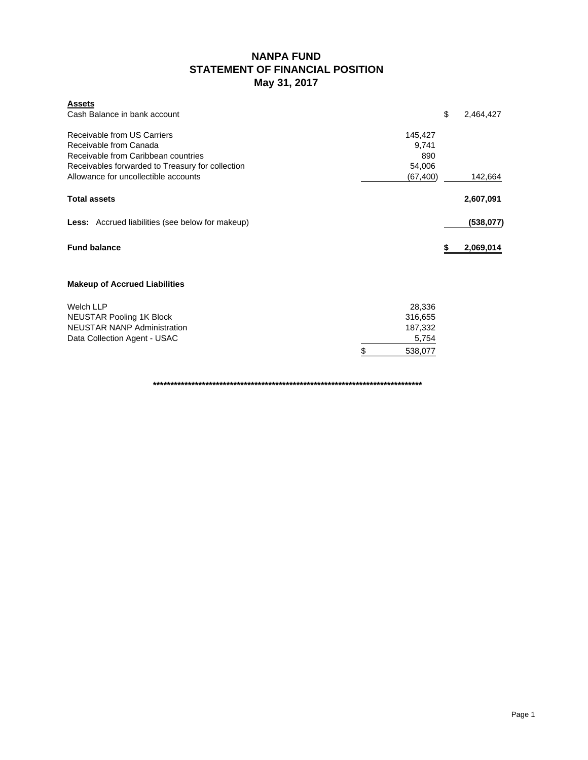# NANPA FUND
## STATEMENT OF FINANCIAL POSITION
### May 31, 2017

| **Assets** | | |
|---|---|---|
| Cash Balance in bank account | | $ 2,464,427 |
| | | |
| Receivable from US Carriers | 145,427 | |
| Receivable from Canada | 9,741 | |
| Receivable from Caribbean countries | 890 | |
| Receivables forwarded to Treasury for collection | 54,006 | |
| Allowance for uncollectible accounts | (67,400) | 142,664 |
| | | |
| **Total assets** | | **2,607,091** |
| | | |
| **Less:** Accrued liabilities (see below for makeup) | | **(538,077)** |
| | | |
| **Fund balance** | | **$ 2,069,014** |

**Makeup of Accrued Liabilities**

| | |
|---|---|
| Welch LLP | 28,336 |
| NEUSTAR Pooling 1K Block | 316,655 |
| NEUSTAR NANP Administration | 187,332 |
| Data Collection Agent - USAC | 5,754 |
| | $ 538,077 |

**********************************************************************************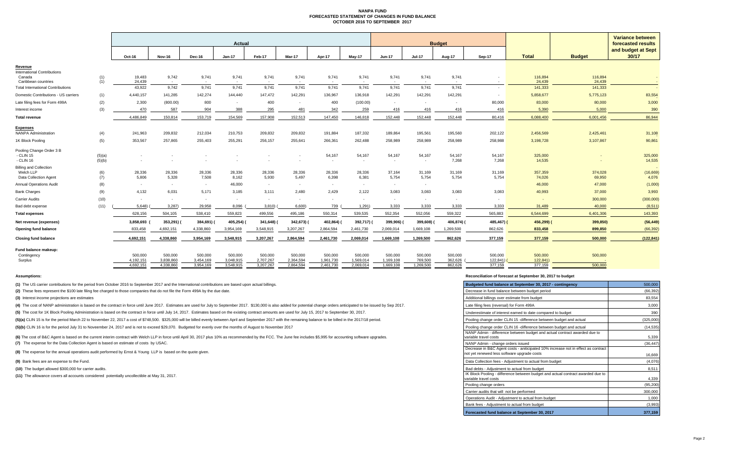# NANPA FUND
## FORECASTED STATEMENT OF CHANGES IN FUND BALANCE
## OCTOBER 2016 TO SEPTEMBER 2017

| | | Actual | | | | | | | | Budget | | | | | | Variance between forecasted results and budget at Sept 30/17 |
|---|---|---|---|---|---|---|---|---|---|---|---|---|---|---|---|---|
| | | Oct-16 | Nov-16 | Dec-16 | Jan-17 | Feb-17 | Mar-17 | Apr-17 | May-17 | Jun-17 | Jul-17 | Aug-17 | Sep-17 | Total | Budget | |
| **Revenue** | | | | | | | | | | | | | | | | |
| International Contributions | | | | | | | | | | | | | | | | |
| Canada | (1) | 19,483 | 9,742 | 9,741 | 9,741 | 9,741 | 9,741 | 9,741 | 9,741 | 9,741 | 9,741 | 9,741 | - | 116,894 | 116,894 | - |
| Caribbean countries | (1) | 24,439 | - | - | - | - | - | - | - | - | - | - | - | 24,439 | 24,439 | - |
| Total International Contributions | | 43,922 | 9,742 | 9,741 | 9,741 | 9,741 | 9,741 | 9,741 | 9,741 | 9,741 | 9,741 | 9,741 | - | 141,333 | 141,333 | - |
| Domestic Contributions - US carriers | (1) | 4,440,157 | 141,285 | 142,274 | 144,440 | 147,472 | 142,291 | 136,967 | 136,918 | 142,291 | 142,291 | 142,291 | - | 5,858,677 | 5,775,123 | 83,554 |
| Late filing fees for Form 499A | (2) | 2,300 | (800.00) | 800 | - | 400 | - | 400 | (100.00) | - | - | - | 80,000 | 83,000 | 80,000 | 3,000 |
| Interest income | (3) | 470 | 587 | 904 | 388 | 295 | 481 | 342 | 259 | 416 | 416 | 416 | 416 | 5,390 | 5,000 | 390 |
| **Total revenue** | | 4,486,849 | 150,814 | 153,719 | 154,569 | 157,908 | 152,513 | 147,450 | 146,818 | 152,448 | 152,448 | 152,448 | 80,416 | 6,088,400 | 6,001,456 | 86,944 |
| **Expenses** | | | | | | | | | | | | | | | | |
| NANPA Administration | (4) | 241,963 | 209,832 | 212,034 | 210,753 | 209,832 | 209,832 | 191,884 | 187,332 | 189,864 | 195,561 | 195,560 | 202,122 | 2,456,569 | 2,425,461 | 31,108 |
| 1K Block Pooling | (5) | 353,567 | 257,865 | 255,403 | 255,291 | 256,157 | 255,641 | 266,361 | 262,488 | 258,989 | 258,989 | 258,989 | 258,988 | 3,198,728 | 3,107,867 | 90,861 |
| Pooling Change Order 3 B | | | | | | | | | | | | | | | | |
| - CLIN 15 | (5)(a) | - | - | - | - | - | - | 54,167 | 54,167 | 54,167 | 54,167 | 54,167 | 54,167 | 325,000 | - | 325,000 |
| - CLIN 16 | (5)(b) | - | - | - | - | - | - | - | - | - | - | 7,268 | 7,268 | 14,535 | - | 14,535 |
| Billing and Collection | | | | | | | | | | | | | | | | |
| Welch LLP | (6) | 28,336 | 28,336 | 28,336 | 28,336 | 28,336 | 28,336 | 28,336 | 28,336 | 37,164 | 31,169 | 31,169 | 31,169 | 357,359 | 374,028 | (16,669) |
| Data Collection Agent | (7) | 5,806 | 5,328 | 7,508 | 8,162 | 5,930 | 5,497 | 6,398 | 6,381 | 5,754 | 5,754 | 5,754 | 5,754 | 74,026 | 69,950 | 4,076 |
| Annual Operations Audit | (8) | - | - | - | 46,000 | - | - | - | - | - | - | | | 46,000 | 47,000 | (1,000) |
| Bank Charges | (9) | 4,132 | 6,031 | 5,171 | 3,185 | 3,111 | 2,480 | 2,429 | 2,122 | 3,083 | 3,083 | 3,083 | 3,083 | 40,993 | 37,000 | 3,993 |
| Carrier Audits | (10) | - | - | - | - | - | - | - | - | - | - | - | - | - | 300,000 | (300,000) |
| Bad debt expense | (11) | (5,648) | (3,287) | 29,958 | 8,096 | (3,810) | (6,600) | 739 | (1,291) | 3,333 | 3,333 | 3,333 | 3,333 | 31,489 | 40,000 | (8,511) |
| **Total expenses** | | 628,156 | 504,105 | 538,410 | 559,823 | 499,556 | 495,186 | 550,314 | 539,535 | 552,354 | 552,056 | 559,322 | 565,883 | 6,544,699 | 6,401,306 | 143,393 |
| **Net revenue (expenses)** | | 3,858,693 | (353,291) | (384,691) | (405,254) | (341,648) | (342,673) | (402,864) | (392,717) | (399,906) | (399,608) | (406,874) | (485,467) | (456,299) | (399,850) | (56,449) |
| **Opening fund balance** | | 833,458 | 4,692,151 | 4,338,860 | 3,954,169 | 3,548,915 | 3,207,267 | 2,864,594 | 2,461,730 | 2,069,014 | 1,669,108 | 1,269,500 | 862,626 | 833,458 | 899,850 | (66,392) |
| **Closing fund balance** | | 4,692,151 | 4,338,860 | 3,954,169 | 3,548,915 | 3,207,267 | 2,864,594 | 2,461,730 | 2,069,014 | 1,669,108 | 1,269,500 | 862,626 | 377,159 | 377,159 | 500,000 | (122,841) |
| **Fund balance makeup:** | | | | | | | | | | | | | | | | |
| Contingency | | 500,000 | 500,000 | 500,000 | 500,000 | 500,000 | 500,000 | 500,000 | 500,000 | 500,000 | 500,000 | 500,000 | 500,000 | 500,000 | 500,000 | |
| Surplus | | 4,192,151 | 3,838,860 | 3,454,169 | 3,048,915 | 2,707,267 | 2,364,594 | 1,961,730 | 1,569,014 | 1,169,108 | 769,500 | 362,626 | (122,841) | (122,841) | - | |
| | | 4,692,151 | 4,338,860 | 3,954,169 | 3,548,915 | 3,207,267 | 2,864,594 | 2,461,730 | 2,069,014 | 1,669,108 | 1,269,500 | 862,626 | 377,159 | 377,159 | 500,000 | |

**Assumptions:**

**(1)** The US carrier contributions for the period from October 2016 to September 2017 and the International contributions are based upon actual billings.

**(2)** These fees represent the $100 late filing fee charged to those companies that do not file the Form 499A by the due date.

**(3)** Interest income projections are estimates

**(4)** The cost of NANP administration is based on the contract in force until June 2017. Estimates are used for July to September 2017. $130,000 is also added for potential change orders anticipated to be issued by Sep 2017.

**(5)** The cost for 1K Block Pooling Administration is based on the contract in force until July 14, 2017. Estimates based on the existing contract amounts are used for July 15, 2017 to September 30, 2017.

**(5)(a)** CLIN 15 is for the period March 22 to November 22, 2017 a cost of $748,500. $325,000 will be billed evenly between April and September 2017 with the remaining balance to be billed in the 2017/18 period.

**(5)(b)** CLIN 16 is for the period July 31 to Noveember 24, 2017 and is not to exceed $29,070. Budgeted for evenly over the months of August to November 2017

**(6)** The cost of B&C Agent is based on the current interim contract with Welch LLP in force until April 30, 2017 plus 10% as recommended by the FCC. The June fee includes $5,995 for accounting software upgrades.

**(7)** The expense for the Data Collection Agent is based on estimate of costs by USAC.

**(8)** The expense for the annual operations audit performed by Ernst & Young LLP is based on the quote given.

**(9)** Bank fees are an expense to the Fund.

**(10)** The budget allowed $300,000 for carrier audits.

**(11)** The allowance covers all accounts considered potentially uncollectible at May 31, 2017.

**Reconciliation of forecast at September 30, 2017 to budget**

| Item | Amount |
|---|---|
| **Budgeted fund balance at September 30, 2017 - contingency** | 500,000 |
| Decrease in fund balance between budget period | (66,392) |
| Additional billings over estimate from budget | 83,554 |
| Late filing fees (reversal) for Form 499A | 3,000 |
| Underestimate of interest earned to date compared to budget | 390 |
| Pooling change order CLIN 15 -difference between budget and actual | (325,000) |
| Pooling change order CLIN 16 -difference between budget and actual | (14,535) |
| NANP Admin - difference between budget and actual contract awarded due to variable travel costs | 5,339 |
| NANP Admin - change orders issued | (36,447) |
| Decrease in B&C Agent costs - aniticipated 10% increase not in effect as contract not yet renewed less software upgrade costs | 16,669 |
| Data Collection fees - Adjustment to actual from budget | (4,076) |
| Bad debts - Adjustment to actual from budget | 8,511 |
| IK Block Pooling - difference between budget and actual contract awarded due to variable travel costs | 4,339 |
| Pooling change orders | (95,200) |
| Carrier audits that will not be performed | 300,000 |
| Operations Audit - Adjustment to actual from budget | 1,000 |
| Bank fees - Adjustment to actual from budget | (3,993) |
| **Forecasted fund balance at September 30, 2017** | **377,159** |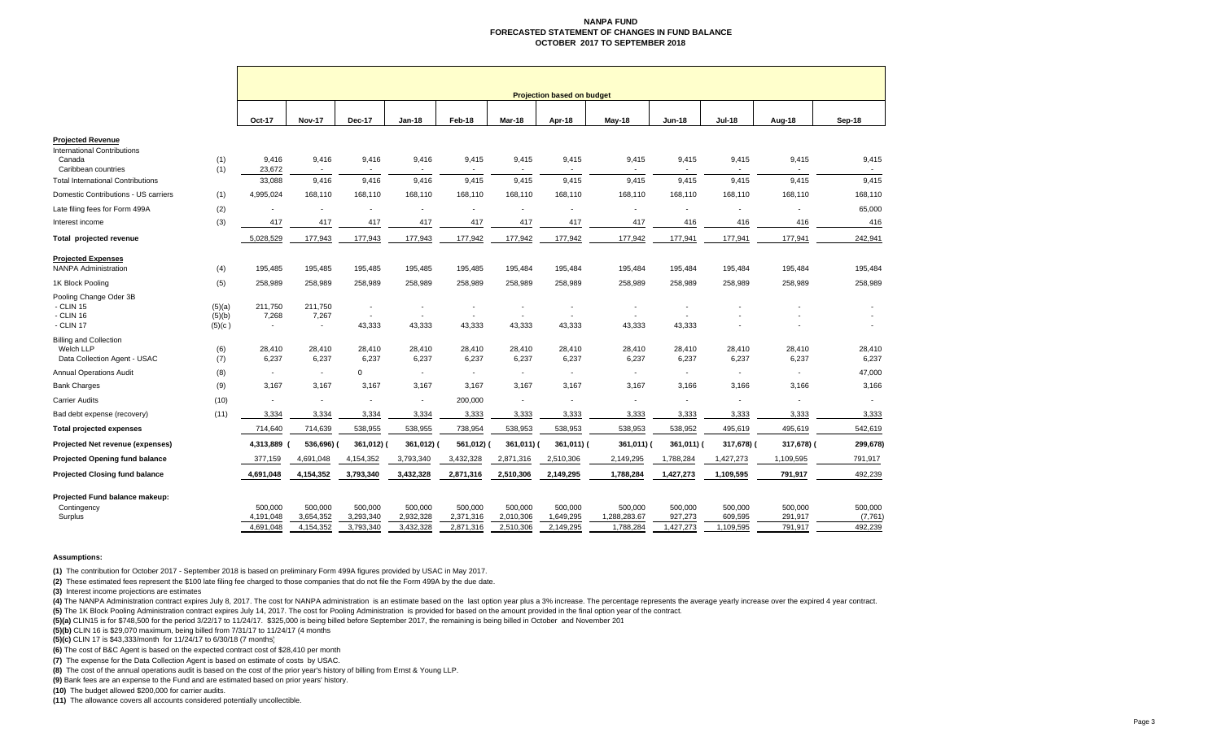# NANPA FUND
## FORECASTED STATEMENT OF CHANGES IN FUND BALANCE
## OCTOBER 2017 TO SEPTEMBER 2018

| | | Projection based on budget | | | | | | | | | | | |
|---|---|---|---|---|---|---|---|---|---|---|---|---|---|
| | | Oct-17 | Nov-17 | Dec-17 | Jan-18 | Feb-18 | Mar-18 | Apr-18 | May-18 | Jun-18 | Jul-18 | Aug-18 | Sep-18 |
| **Projected Revenue** | | | | | | | | | | | | | |
| International Contributions | | | | | | | | | | | | | |
| Canada | (1) | 9,416 | 9,416 | 9,416 | 9,416 | 9,415 | 9,415 | 9,415 | 9,415 | 9,415 | 9,415 | 9,415 | 9,415 |
| Caribbean countries | (1) | 23,672 | - | - | - | - | - | - | - | - | - | - | - |
| Total International Contributions | | 33,088 | 9,416 | 9,416 | 9,416 | 9,415 | 9,415 | 9,415 | 9,415 | 9,415 | 9,415 | 9,415 | 9,415 |
| Domestic Contributions - US carriers | (1) | 4,995,024 | 168,110 | 168,110 | 168,110 | 168,110 | 168,110 | 168,110 | 168,110 | 168,110 | 168,110 | 168,110 | 168,110 |
| Late filing fees for Form 499A | (2) | - | - | - | - | - | - | - | - | - | - | - | 65,000 |
| Interest income | (3) | 417 | 417 | 417 | 417 | 417 | 417 | 417 | 417 | 416 | 416 | 416 | 416 |
| **Total projected revenue** | | 5,028,529 | 177,943 | 177,943 | 177,943 | 177,942 | 177,942 | 177,942 | 177,942 | 177,941 | 177,941 | 177,941 | 242,941 |
| **Projected Expenses** | | | | | | | | | | | | | |
| NANPA Administration | (4) | 195,485 | 195,485 | 195,485 | 195,485 | 195,485 | 195,484 | 195,484 | 195,484 | 195,484 | 195,484 | 195,484 | 195,484 |
| 1K Block Pooling | (5) | 258,989 | 258,989 | 258,989 | 258,989 | 258,989 | 258,989 | 258,989 | 258,989 | 258,989 | 258,989 | 258,989 | 258,989 |
| Pooling Change Oder 3B | | | | | | | | | | | | | |
| - CLIN 15 | (5)(a) | 211,750 | 211,750 | - | - | - | - | - | - | - | - | - | - |
| - CLIN 16 | (5)(b) | 7,268 | 7,267 | - | - | - | - | - | - | - | - | - | - |
| - CLIN 17 | (5)(c) | - | - | 43,333 | 43,333 | 43,333 | 43,333 | 43,333 | 43,333 | 43,333 | - | - | - |
| Billing and Collection | | | | | | | | | | | | | |
| Welch LLP | (6) | 28,410 | 28,410 | 28,410 | 28,410 | 28,410 | 28,410 | 28,410 | 28,410 | 28,410 | 28,410 | 28,410 | 28,410 |
| Data Collection Agent - USAC | (7) | 6,237 | 6,237 | 6,237 | 6,237 | 6,237 | 6,237 | 6,237 | 6,237 | 6,237 | 6,237 | 6,237 | 6,237 |
| Annual Operations Audit | (8) | - | - | 0 | - | - | - | - | - | - | - | - | 47,000 |
| Bank Charges | (9) | 3,167 | 3,167 | 3,167 | 3,167 | 3,167 | 3,167 | 3,167 | 3,167 | 3,166 | 3,166 | 3,166 | 3,166 |
| Carrier Audits | (10) | - | - | - | - | 200,000 | - | - | - | - | - | - | - |
| Bad debt expense (recovery) | (11) | 3,334 | 3,334 | 3,334 | 3,334 | 3,333 | 3,333 | 3,333 | 3,333 | 3,333 | 3,333 | 3,333 | 3,333 |
| **Total projected expenses** | | 714,640 | 714,639 | 538,955 | 538,955 | 738,954 | 538,953 | 538,953 | 538,953 | 538,952 | 495,619 | 495,619 | 542,619 |
| **Projected Net revenue (expenses)** | | 4,313,889 | (536,696) | (361,012) | (361,012) | (561,012) | (361,011) | (361,011) | (361,011) | (361,011) | (317,678) | (317,678) | (299,678) |
| **Projected Opening fund balance** | | 377,159 | 4,691,048 | 4,154,352 | 3,793,340 | 3,432,328 | 2,871,316 | 2,510,306 | 2,149,295 | 1,788,284 | 1,427,273 | 1,109,595 | 791,917 |
| **Projected Closing fund balance** | | 4,691,048 | 4,154,352 | 3,793,340 | 3,432,328 | 2,871,316 | 2,510,306 | 2,149,295 | 1,788,284 | 1,427,273 | 1,109,595 | 791,917 | 492,239 |
| **Projected Fund balance makeup:** | | | | | | | | | | | | | |
| Contingency | | 500,000 | 500,000 | 500,000 | 500,000 | 500,000 | 500,000 | 500,000 | 500,000 | 500,000 | 500,000 | 500,000 | 500,000 |
| Surplus | | 4,191,048 | 3,654,352 | 3,293,340 | 2,932,328 | 2,371,316 | 2,010,306 | 1,649,295 | 1,288,283.67 | 927,273 | 609,595 | 291,917 | (7,761) |
| | | 4,691,048 | 4,154,352 | 3,793,340 | 3,432,328 | 2,871,316 | 2,510,306 | 2,149,295 | 1,788,284 | 1,427,273 | 1,109,595 | 791,917 | 492,239 |

**Assumptions:**

**(1)** The contribution for October 2017 - September 2018 is based on preliminary Form 499A figures provided by USAC in May 2017.

**(2)** These estimated fees represent the $100 late filing fee charged to those companies that do not file the Form 499A by the due date.

**(3)** Interest income projections are estimates

**(4)** The NANPA Administration contract expires July 8, 2017. The cost for NANPA administration is an estimate based on the last option year plus a 3% increase. The percentage represents the average yearly increase over the expired 4 year contract.

**(5)** The 1K Block Pooling Administration contract expires July 14, 2017. The cost for Pooling Administration is provided for based on the amount provided in the final option year of the contract.

**(5)(a)** CLIN15 is for $748,500 for the period 3/22/17 to 11/24/17. $325,000 is being billed before September 2017, the remaining is being billed in October and November 201

**(5)(b)** CLIN 16 is $29,070 maximum, being billed from 7/31/17 to 11/24/17 (4 months

**(5)(c)** CLIN 17 is $43,333/month for 11/24/17 to 6/30/18 (7 months)

**(6)** The cost of B&C Agent is based on the expected contract cost of $28,410 per month

**(7)** The expense for the Data Collection Agent is based on estimate of costs by USAC.

**(8)** The cost of the annual operations audit is based on the cost of the prior year's history of billing from Ernst & Young LLP.

**(9)** Bank fees are an expense to the Fund and are estimated based on prior years' history.

**(10)** The budget allowed $200,000 for carrier audits.

**(11)** The allowance covers all accounts considered potentially uncollectible.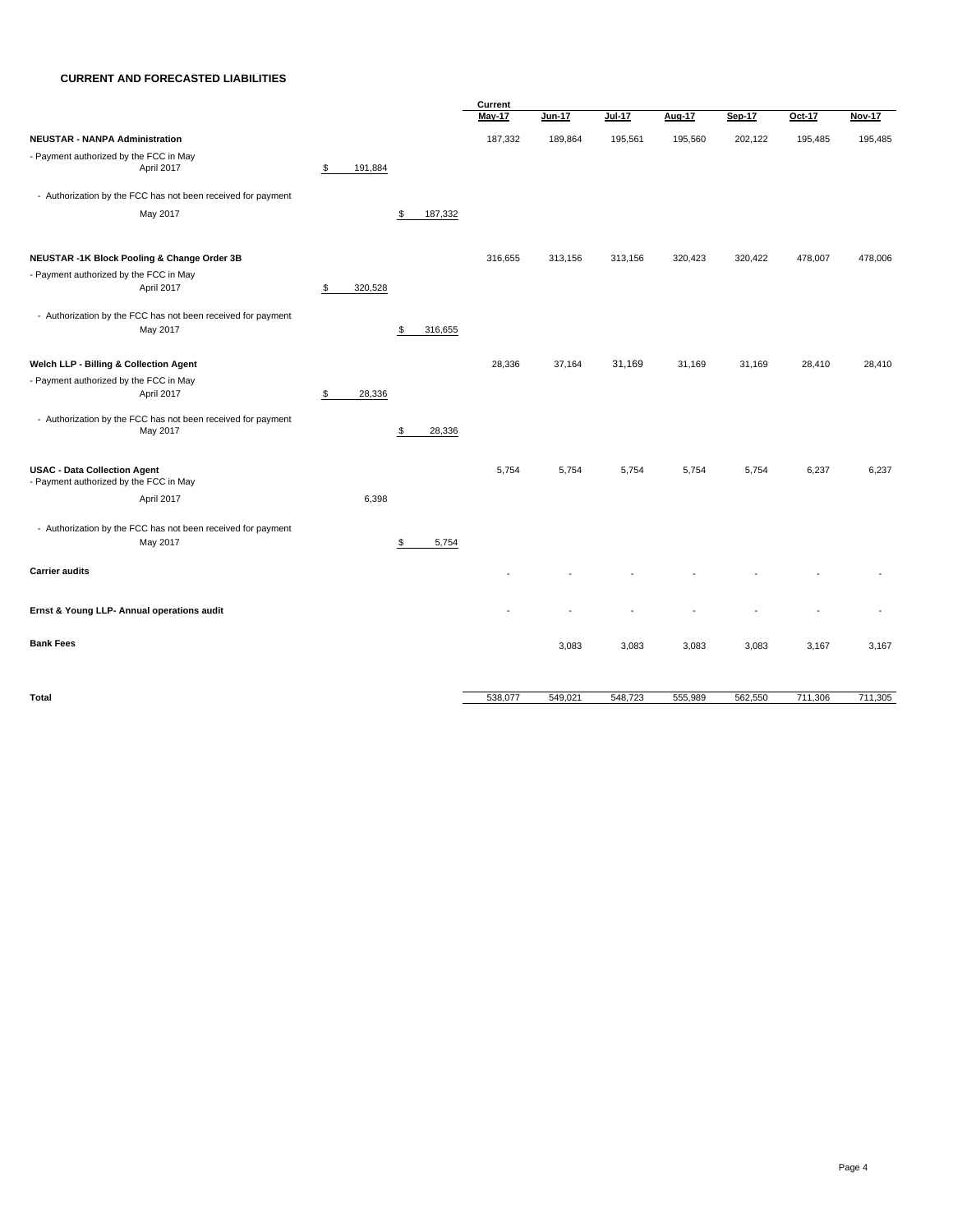## CURRENT AND FORECASTED LIABILITIES

| | | | Current May-17 | Jun-17 | Jul-17 | Aug-17 | Sep-17 | Oct-17 | Nov-17 |
|---|---|---|---|---|---|---|---|---|---|
| **NEUSTAR - NANPA Administration** | | | 187,332 | 189,864 | 195,561 | 195,560 | 202,122 | 195,485 | 195,485 |
| - Payment authorized by the FCC in May April 2017 | $ 191,884 | | | | | | | | |
| - Authorization by the FCC has not been received for payment May 2017 | | $ 187,332 | | | | | | | |
| **NEUSTAR -1K Block Pooling & Change Order 3B** | | | 316,655 | 313,156 | 313,156 | 320,423 | 320,422 | 478,007 | 478,006 |
| - Payment authorized by the FCC in May April 2017 | $ 320,528 | | | | | | | | |
| - Authorization by the FCC has not been received for payment May 2017 | | $ 316,655 | | | | | | | |
| **Welch LLP - Billing & Collection Agent** | | | 28,336 | 37,164 | 31,169 | 31,169 | 31,169 | 28,410 | 28,410 |
| - Payment authorized by the FCC in May April 2017 | $ 28,336 | | | | | | | | |
| - Authorization by the FCC has not been received for payment May 2017 | | $ 28,336 | | | | | | | |
| **USAC - Data Collection Agent** | | | 5,754 | 5,754 | 5,754 | 5,754 | 5,754 | 6,237 | 6,237 |
| - Payment authorized by the FCC in May April 2017 | 6,398 | | | | | | | | |
| - Authorization by the FCC has not been received for payment May 2017 | | $ 5,754 | | | | | | | |
| **Carrier audits** | | | - | - | - | - | - | - | - |
| **Ernst & Young LLP- Annual operations audit** | | | - | - | - | - | - | - | - |
| **Bank Fees** | | | | 3,083 | 3,083 | 3,083 | 3,083 | 3,167 | 3,167 |
| **Total** | | | 538,077 | 549,021 | 548,723 | 555,989 | 562,550 | 711,306 | 711,305 |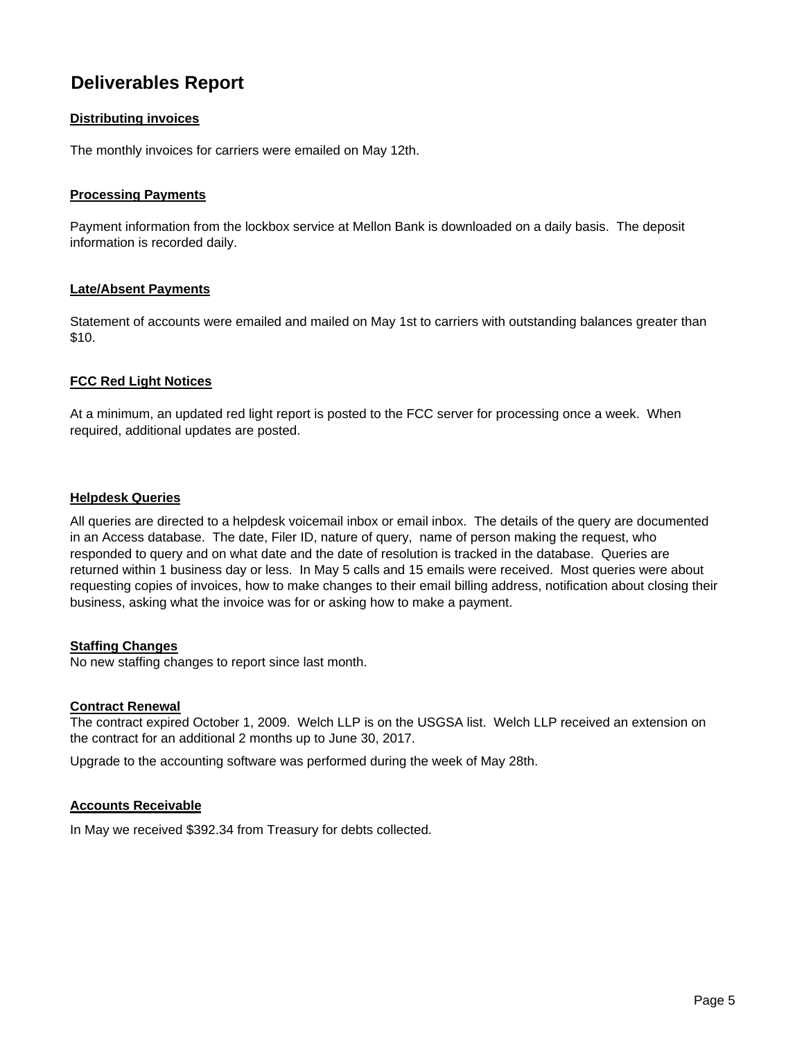# Deliverables Report

**Distributing invoices**

The monthly invoices for carriers were emailed on May 12th.

**Processing Payments**

Payment information from the lockbox service at Mellon Bank is downloaded on a daily basis. The deposit information is recorded daily.

**Late/Absent Payments**

Statement of accounts were emailed and mailed on May 1st to carriers with outstanding balances greater than $10.

**FCC Red Light Notices**

At a minimum, an updated red light report is posted to the FCC server for processing once a week. When required, additional updates are posted.

**Helpdesk Queries**

All queries are directed to a helpdesk voicemail inbox or email inbox. The details of the query are documented in an Access database. The date, Filer ID, nature of query, name of person making the request, who responded to query and on what date and the date of resolution is tracked in the database. Queries are returned within 1 business day or less. In May 5 calls and 15 emails were received. Most queries were about requesting copies of invoices, how to make changes to their email billing address, notification about closing their business, asking what the invoice was for or asking how to make a payment.

**Staffing Changes**

No new staffing changes to report since last month.

**Contract Renewal**

The contract expired October 1, 2009. Welch LLP is on the USGSA list. Welch LLP received an extension on the contract for an additional 2 months up to June 30, 2017.

Upgrade to the accounting software was performed during the week of May 28th.

**Accounts Receivable**

In May we received $392.34 from Treasury for debts collected.